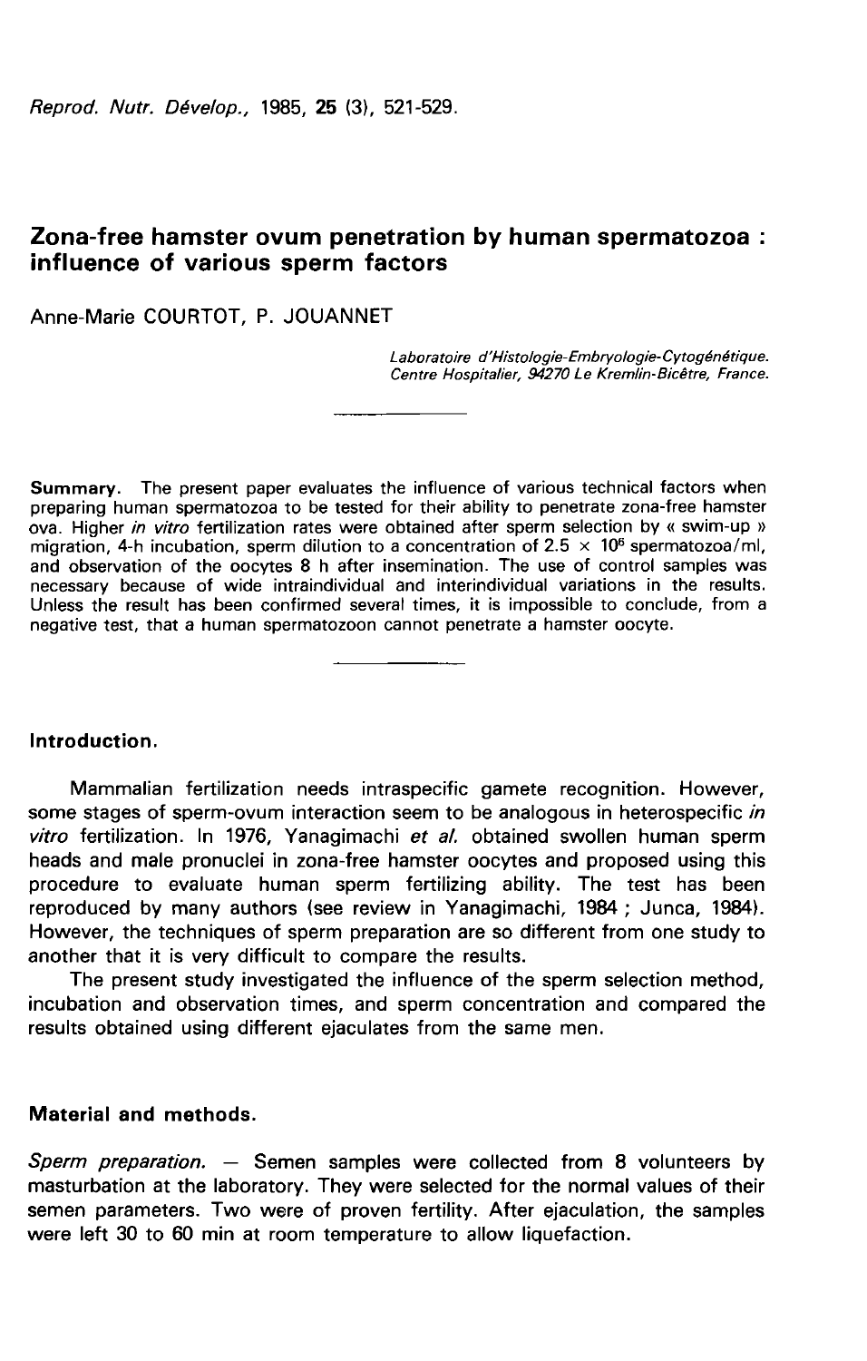# Zona-free hamster ovum penetration by human spermatozoa : influence of various sperm factors

Anne-Marie COURTOT, P. JOUANNET

*Laboratoire d'Histologie-Embryologie-Cytogénétique. Centre Hospitalier, 94270 Le Kremlin-Bicêtre, France.*

**Summary.** The present paper evaluates the influence of various technical factors when preparing human spermatozoa to be tested for their ability to penetrate zona-free hamster ova. Higher *in vitro* fertilization rates were obtained after sperm selection by « swim-up » migration, 4-h incubation, sperm dilution to a concentration of $2.5 \times 10^6$ spermatozoa/ml, and observation of the oocytes 8 h after insemination. The use of control samples was necessary because of wide intraindividual and interindividual variations in the results. Unless the result has been confirmed several times, it is impossible to conclude, from a negative test, that a human spermatozoon cannot penetrate a hamster oocyte.

## Introduction.

Mammalian fertilization needs intraspecific gamete recognition. However, some stages of sperm-ovum interaction seem to be analogous in heterospecific *in vitro* fertilization. In 1976, Yanagimachi *et al.* obtained swollen human sperm heads and male pronuclei in zona-free hamster oocytes and proposed using this procedure to evaluate human sperm fertilizing ability. The test has been reproduced by many authors (see review in Yanagimachi, 1984 ; Junca, 1984). However, the techniques of sperm preparation are so different from one study to another that it is very difficult to compare the results.

The present study investigated the influence of the sperm selection method, incubation and observation times, and sperm concentration and compared the results obtained using different ejaculates from the same men.

## Material and methods.

*Sperm preparation.* — Semen samples were collected from 8 volunteers by masturbation at the laboratory. They were selected for the normal values of their semen parameters. Two were of proven fertility. After ejaculation, the samples were left 30 to 60 min at room temperature to allow liquefaction.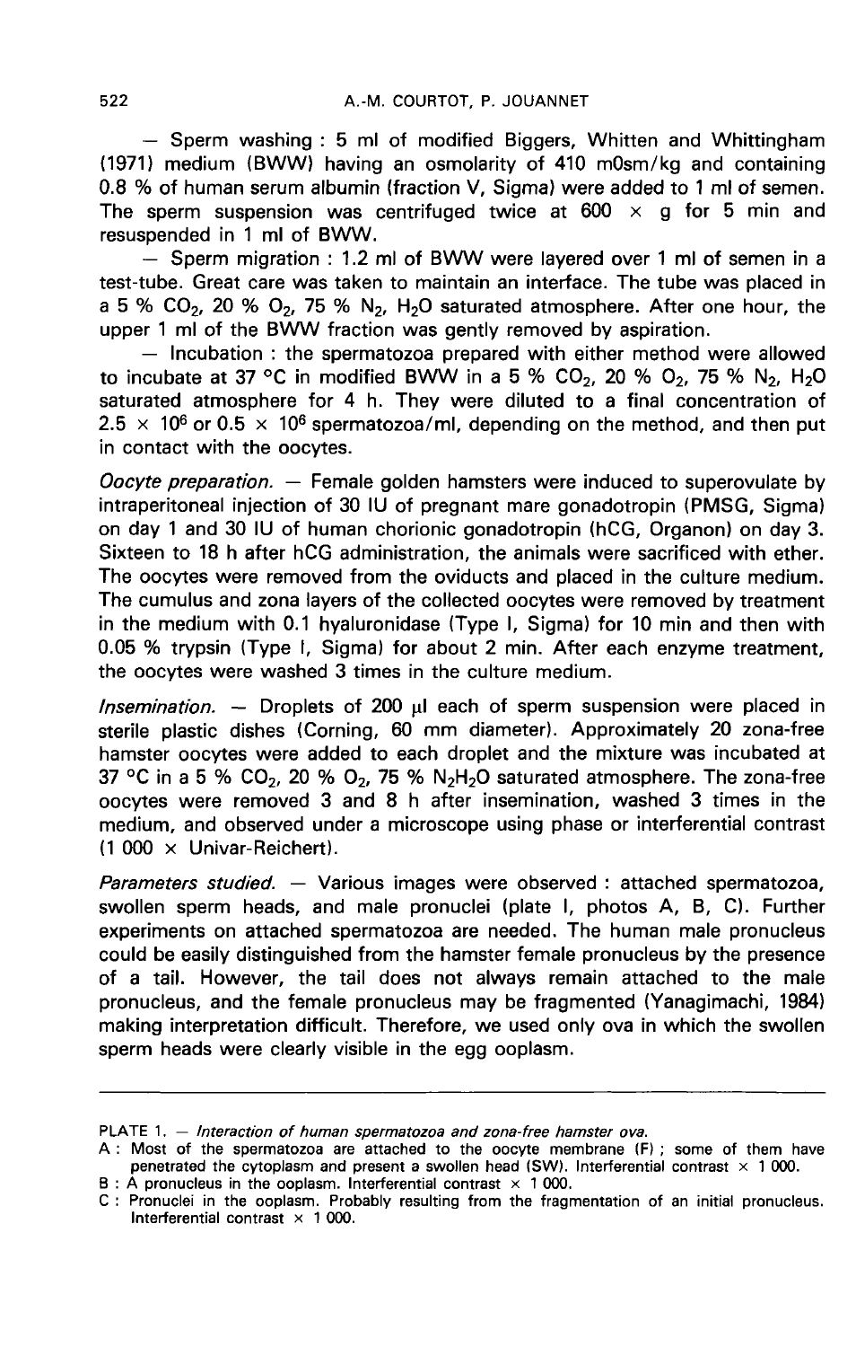— Sperm washing : 5 ml of modified Biggers, Whitten and Whittingham (1971) medium (BWW) having an osmolarity of 410 mOsm/kg and containing 0.8 % of human serum albumin (fraction V, Sigma) were added to 1 ml of semen. The sperm suspension was centrifuged twice at 600 $\times$ g for 5 min and resuspended in 1 ml of BWW.

— Sperm migration : 1.2 ml of BWW were layered over 1 ml of semen in a test-tube. Great care was taken to maintain an interface. The tube was placed in a 5 % $CO_2$, 20 % $O_2$, 75 % $N_2$, $H_2O$ saturated atmosphere. After one hour, the upper 1 ml of the BWW fraction was gently removed by aspiration.

— Incubation : the spermatozoa prepared with either method were allowed to incubate at 37 °C in modified BWW in a 5 % $CO_2$, 20 % $O_2$, 75 % $N_2$, $H_2O$ saturated atmosphere for 4 h. They were diluted to a final concentration of $2.5 \times 10^6$ or $0.5 \times 10^6$ spermatozoa/ml, depending on the method, and then put in contact with the oocytes.

*Oocyte preparation.* — Female golden hamsters were induced to superovulate by intraperitoneal injection of 30 IU of pregnant mare gonadotropin (PMSG, Sigma) on day 1 and 30 IU of human chorionic gonadotropin (hCG, Organon) on day 3. Sixteen to 18 h after hCG administration, the animals were sacrificed with ether. The oocytes were removed from the oviducts and placed in the culture medium. The cumulus and zona layers of the collected oocytes were removed by treatment in the medium with 0.1 hyaluronidase (Type I, Sigma) for 10 min and then with 0.05 % trypsin (Type I, Sigma) for about 2 min. After each enzyme treatment, the oocytes were washed 3 times in the culture medium.

*Insemination.* — Droplets of 200 µl each of sperm suspension were placed in sterile plastic dishes (Corning, 60 mm diameter). Approximately 20 zona-free hamster oocytes were added to each droplet and the mixture was incubated at 37 °C in a 5 % $CO_2$, 20 % $O_2$, 75 % $N_2H_2O$ saturated atmosphere. The zona-free oocytes were removed 3 and 8 h after insemination, washed 3 times in the medium, and observed under a microscope using phase or interferential contrast (1 000 $\times$ Univar-Reichert).

*Parameters studied.* — Various images were observed : attached spermatozoa, swollen sperm heads, and male pronuclei (plate I, photos A, B, C). Further experiments on attached spermatozoa are needed. The human male pronucleus could be easily distinguished from the hamster female pronucleus by the presence of a tail. However, the tail does not always remain attached to the male pronucleus, and the female pronucleus may be fragmented (Yanagimachi, 1984) making interpretation difficult. Therefore, we used only ova in which the swollen sperm heads were clearly visible in the egg ooplasm.

---

PLATE 1. — *Interaction of human spermatozoa and zona-free hamster ova.*

A : Most of the spermatozoa are attached to the oocyte membrane (F) ; some of them have penetrated the cytoplasm and present a swollen head (SW). Interferential contrast $\times$ 1 000.

B : A pronucleus in the ooplasm. Interferential contrast $\times$ 1 000.

C : Pronuclei in the ooplasm. Probably resulting from the fragmentation of an initial pronucleus. Interferential contrast $\times$ 1 000.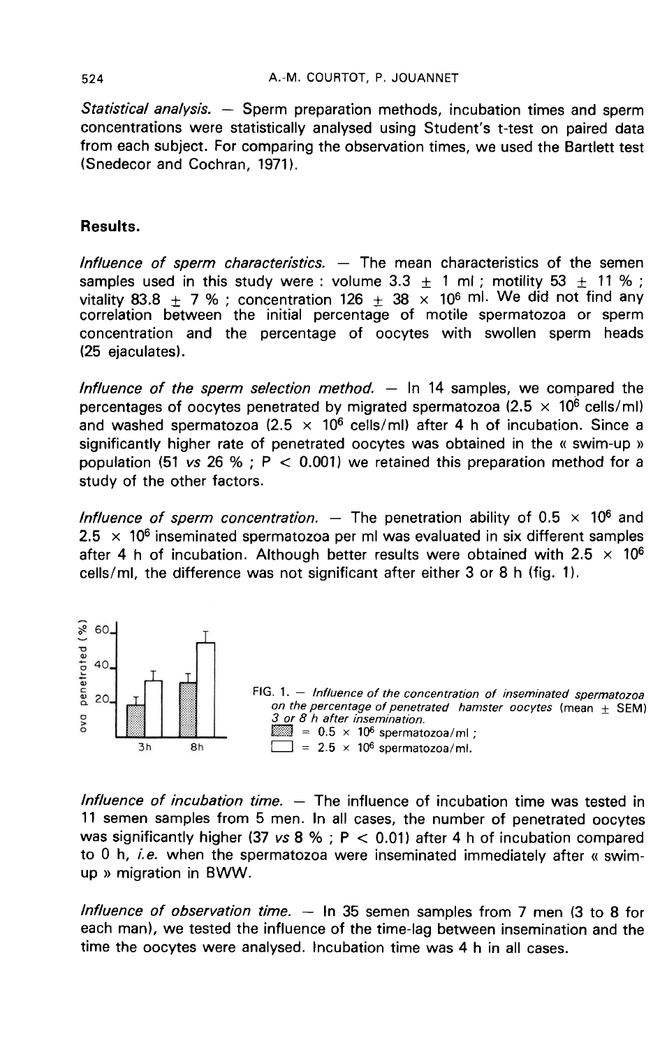*Statistical analysis.* — Sperm preparation methods, incubation times and sperm concentrations were statistically analysed using Student's t-test on paired data from each subject. For comparing the observation times, we used the Bartlett test (Snedecor and Cochran, 1971).

## Results.

*Influence of sperm characteristics.* — The mean characteristics of the semen samples used in this study were : volume 3.3 $\pm$ 1 ml ; motility 53 $\pm$ 11 % ; vitality 83.8 $\pm$ 7 % ; concentration 126 $\pm$ 38 $\times$ $10^6$ ml. We did not find any correlation between the initial percentage of motile spermatozoa or sperm concentration and the percentage of oocytes with swollen sperm heads (25 ejaculates).

*Influence of the sperm selection method.* — In 14 samples, we compared the percentages of oocytes penetrated by migrated spermatozoa (2.5 $\times$ $10^6$ cells/ml) and washed spermatozoa (2.5 $\times$ $10^6$ cells/ml) after 4 h of incubation. Since a significantly higher rate of penetrated oocytes was obtained in the « swim-up » population (51 *vs* 26 % ; $P < 0.001$) we retained this preparation method for a study of the other factors.

*Influence of sperm concentration.* — The penetration ability of 0.5 $\times$ $10^6$ and 2.5 $\times$ $10^6$ inseminated spermatozoa per ml was evaluated in six different samples after 4 h of incubation. Although better results were obtained with 2.5 $\times$ $10^6$ cells/ml, the difference was not significant after either 3 or 8 h (fig. 1).

FIG. 1. — *Influence of the concentration of inseminated spermatozoa on the percentage of penetrated hamster oocytes* (mean $\pm$ SEM) *3 or 8 h after insemination.*
▒ = 0.5 $\times$ $10^6$ spermatozoa/ml ;
☐ = 2.5 $\times$ $10^6$ spermatozoa/ml.

*Influence of incubation time.* — The influence of incubation time was tested in 11 semen samples from 5 men. In all cases, the number of penetrated oocytes was significantly higher (37 *vs* 8 % ; $P < 0.01$) after 4 h of incubation compared to 0 h, *i.e.* when the spermatozoa were inseminated immediately after « swim-up » migration in BWW.

*Influence of observation time.* — In 35 semen samples from 7 men (3 to 8 for each man), we tested the influence of the time-lag between insemination and the time the oocytes were analysed. Incubation time was 4 h in all cases.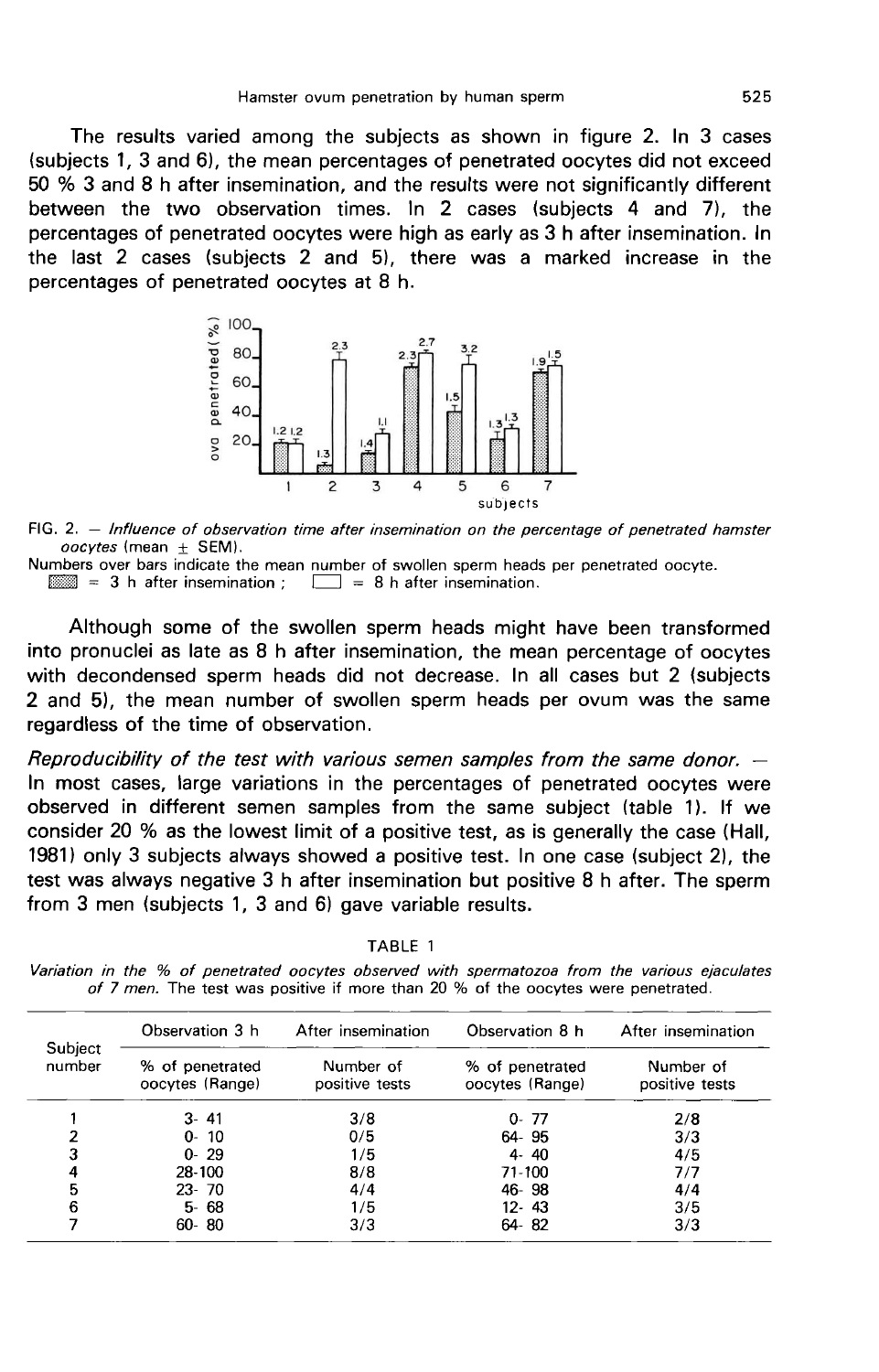The results varied among the subjects as shown in figure 2. In 3 cases (subjects 1, 3 and 6), the mean percentages of penetrated oocytes did not exceed 50 % 3 and 8 h after insemination, and the results were not significantly different between the two observation times. In 2 cases (subjects 4 and 7), the percentages of penetrated oocytes were high as early as 3 h after insemination. In the last 2 cases (subjects 2 and 5), there was a marked increase in the percentages of penetrated oocytes at 8 h.

FIG. 2. — *Influence of observation time after insemination on the percentage of penetrated hamster oocytes* (mean ± SEM).
Numbers over bars indicate the mean number of swollen sperm heads per penetrated oocyte.
▒ = 3 h after insemination ; □ = 8 h after insemination.

Although some of the swollen sperm heads might have been transformed into pronuclei as late as 8 h after insemination, the mean percentage of oocytes with decondensed sperm heads did not decrease. In all cases but 2 (subjects 2 and 5), the mean number of swollen sperm heads per ovum was the same regardless of the time of observation.

*Reproducibility of the test with various semen samples from the same donor.* — In most cases, large variations in the percentages of penetrated oocytes were observed in different semen samples from the same subject (table 1). If we consider 20 % as the lowest limit of a positive test, as is generally the case (Hall, 1981) only 3 subjects always showed a positive test. In one case (subject 2), the test was always negative 3 h after insemination but positive 8 h after. The sperm from 3 men (subjects 1, 3 and 6) gave variable results.

TABLE 1

*Variation in the % of penetrated oocytes observed with spermatozoa from the various ejaculates of 7 men.* The test was positive if more than 20 % of the oocytes were penetrated.

| Subject number | Observation 3 h | After insemination | Observation 8 h | After insemination |
|---|---|---|---|---|
| | % of penetrated oocytes (Range) | Number of positive tests | % of penetrated oocytes (Range) | Number of positive tests |
| 1 | 3- 41 | 3/8 | 0- 77 | 2/8 |
| 2 | 0- 10 | 0/5 | 64- 95 | 3/3 |
| 3 | 0- 29 | 1/5 | 4- 40 | 4/5 |
| 4 | 28-100 | 8/8 | 71-100 | 7/7 |
| 5 | 23- 70 | 4/4 | 46- 98 | 4/4 |
| 6 | 5- 68 | 1/5 | 12- 43 | 3/5 |
| 7 | 60- 80 | 3/3 | 64- 82 | 3/3 |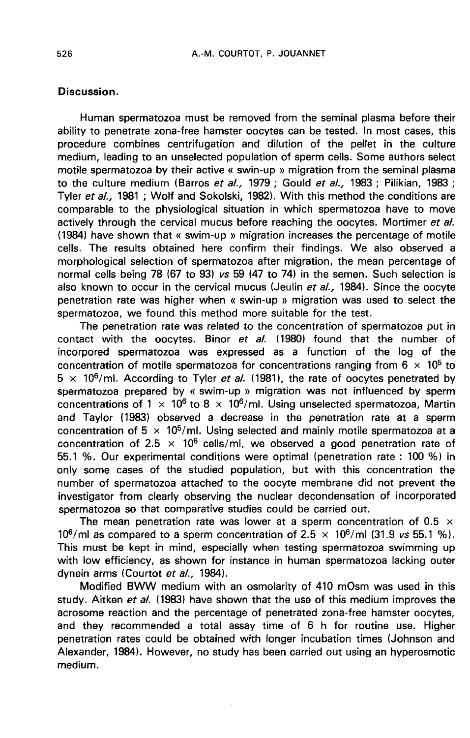## Discussion.

Human spermatozoa must be removed from the seminal plasma before their ability to penetrate zona-free hamster oocytes can be tested. In most cases, this procedure combines centrifugation and dilution of the pellet in the culture medium, leading to an unselected population of sperm cells. Some authors select motile spermatozoa by their active « swin-up » migration from the seminal plasma to the culture medium (Barros *et al.*, 1979 ; Gould *et al.*, 1983 ; Pilikian, 1983 ; Tyler *et al.*, 1981 ; Wolf and Sokolski, 1982). With this method the conditions are comparable to the physiological situation in which spermatozoa have to move actively through the cervical mucus before reaching the oocytes. Mortimer *et al.* (1984) have shown that « swim-up » migration increases the percentage of motile cells. The results obtained here confirm their findings. We also observed a morphological selection of spermatozoa after migration, the mean percentage of normal cells being 78 (67 to 93) *vs* 59 (47 to 74) in the semen. Such selection is also known to occur in the cervical mucus (Jeulin *et al.*, 1984). Since the oocyte penetration rate was higher when « swin-up » migration was used to select the spermatozoa, we found this method more suitable for the test.

The penetration rate was related to the concentration of spermatozoa put in contact with the oocytes. Binor *et al.* (1980) found that the number of incorpored spermatozoa was expressed as a function of the log of the concentration of motile spermatozoa for concentrations ranging from $6 \times 10^5$ to $5 \times 10^6$/ml. According to Tyler *et al.* (1981), the rate of oocytes penetrated by spermatozoa prepared by « swin-up » migration was not influenced by sperm concentrations of $1 \times 10^6$ to $8 \times 10^6$/ml. Using unselected spermatozoa, Martin and Taylor (1983) observed a decrease in the penetration rate at a sperm concentration of $5 \times 10^5$/ml. Using selected and mainly motile spermatozoa at a concentration of $2.5 \times 10^6$ cells/ml, we observed a good penetration rate of 55.1 %. Our experimental conditions were optimal (penetration rate : 100 %) in only some cases of the studied population, but with this concentration the number of spermatozoa attached to the oocyte membrane did not prevent the investigator from clearly observing the nuclear decondensation of incorporated spermatozoa so that comparative studies could be carried out.

The mean penetration rate was lower at a sperm concentration of $0.5 \times 10^6$/ml as compared to a sperm concentration of $2.5 \times 10^6$/ml (31.9 *vs* 55.1 %). This must be kept in mind, especially when testing spermatozoa swimming up with low efficiency, as shown for instance in human spermatozoa lacking outer dynein arms (Courtot *et al.*, 1984).

Modified BWW medium with an osmolarity of 410 mOsm was used in this study. Aitken *et al.* (1983) have shown that the use of this medium improves the acrosome reaction and the percentage of penetrated zona-free hamster oocytes, and they recommended a total assay time of 6 h for routine use. Higher penetration rates could be obtained with longer incubation times (Johnson and Alexander, 1984). However, no study has been carried out using an hyperosmotic medium.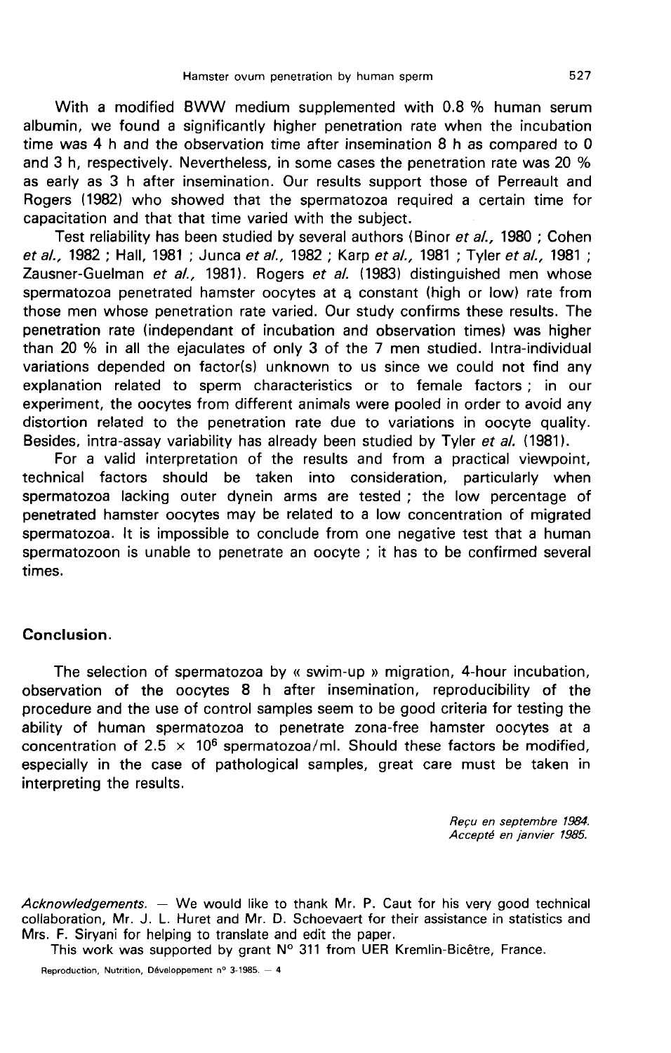With a modified BWW medium supplemented with 0.8 % human serum albumin, we found a significantly higher penetration rate when the incubation time was 4 h and the observation time after insemination 8 h as compared to 0 and 3 h, respectively. Nevertheless, in some cases the penetration rate was 20 % as early as 3 h after insemination. Our results support those of Perreault and Rogers (1982) who showed that the spermatozoa required a certain time for capacitation and that that time varied with the subject.

Test reliability has been studied by several authors (Binor *et al.*, 1980 ; Cohen *et al.*, 1982 ; Hall, 1981 ; Junca *et al.*, 1982 ; Karp *et al.*, 1981 ; Tyler *et al.*, 1981 ; Zausner-Guelman *et al.*, 1981). Rogers *et al.* (1983) distinguished men whose spermatozoa penetrated hamster oocytes at a constant (high or low) rate from those men whose penetration rate varied. Our study confirms these results. The penetration rate (independant of incubation and observation times) was higher than 20 % in all the ejaculates of only 3 of the 7 men studied. Intra-individual variations depended on factor(s) unknown to us since we could not find any explanation related to sperm characteristics or to female factors ; in our experiment, the oocytes from different animals were pooled in order to avoid any distortion related to the penetration rate due to variations in oocyte quality. Besides, intra-assay variability has already been studied by Tyler *et al.* (1981).

For a valid interpretation of the results and from a practical viewpoint, technical factors should be taken into consideration, particularly when spermatozoa lacking outer dynein arms are tested ; the low percentage of penetrated hamster oocytes may be related to a low concentration of migrated spermatozoa. It is impossible to conclude from one negative test that a human spermatozoon is unable to penetrate an oocyte ; it has to be confirmed several times.

## Conclusion.

The selection of spermatozoa by « swim-up » migration, 4-hour incubation, observation of the oocytes 8 h after insemination, reproducibility of the procedure and the use of control samples seem to be good criteria for testing the ability of human spermatozoa to penetrate zona-free hamster oocytes at a concentration of $2.5 \times 10^6$ spermatozoa/ml. Should these factors be modified, especially in the case of pathological samples, great care must be taken in interpreting the results.

*Reçu en septembre 1984.*
*Accepté en janvier 1985.*

*Acknowledgements.* — We would like to thank Mr. P. Caut for his very good technical collaboration, Mr. J. L. Huret and Mr. D. Schoevaert for their assistance in statistics and Mrs. F. Siryani for helping to translate and edit the paper.

This work was supported by grant N° 311 from UER Kremlin-Bicêtre, France.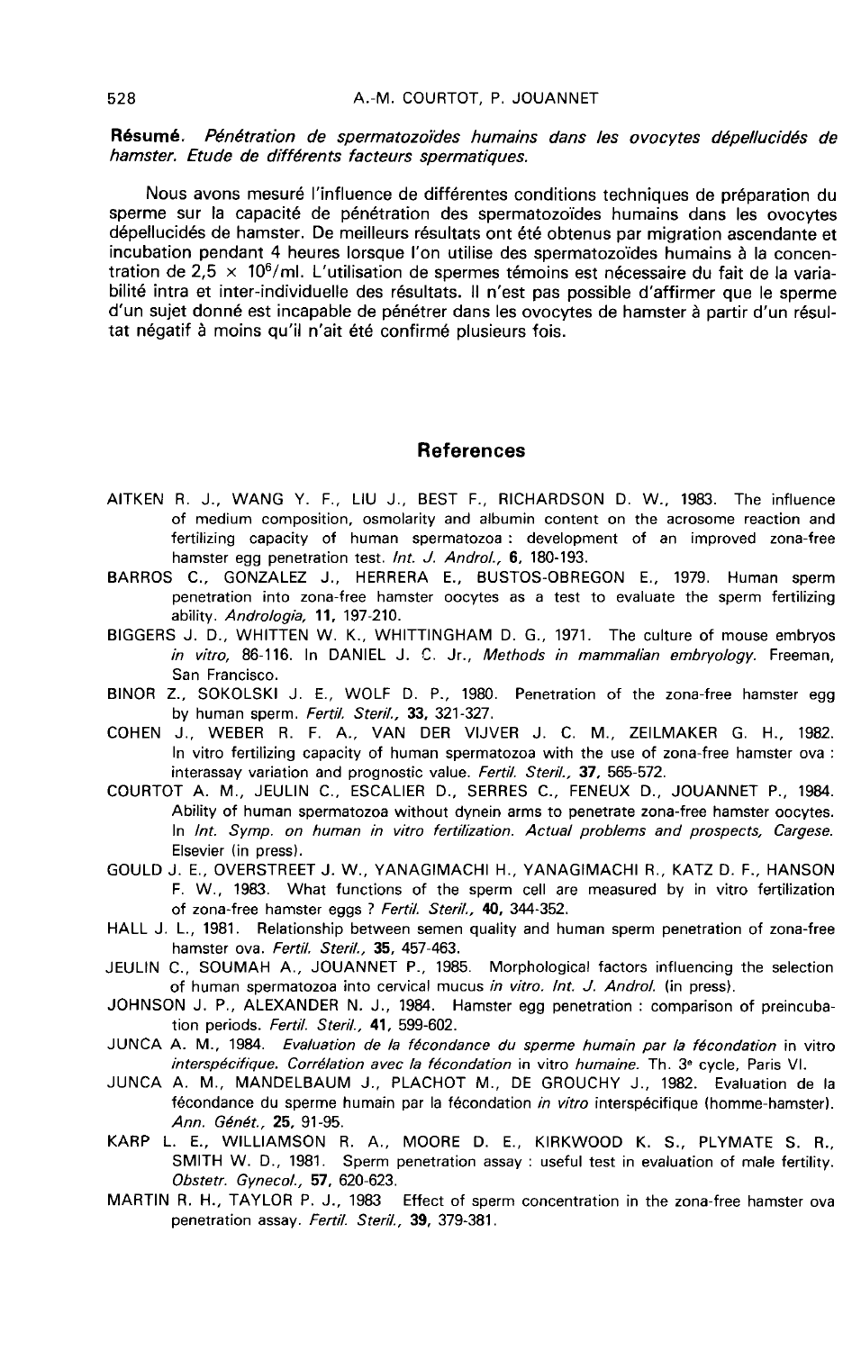**Résumé.** *Pénétration de spermatozoïdes humains dans les ovocytes dépellucidés de hamster. Etude de différents facteurs spermatiques.*

Nous avons mesuré l'influence de différentes conditions techniques de préparation du sperme sur la capacité de pénétration des spermatozoïdes humains dans les ovocytes dépellucidés de hamster. De meilleurs résultats ont été obtenus par migration ascendante et incubation pendant 4 heures lorsque l'on utilise des spermatozoïdes humains à la concentration de $2,5 \times 10^6$/ml. L'utilisation de spermes témoins est nécessaire du fait de la variabilité intra et inter-individuelle des résultats. Il n'est pas possible d'affirmer que le sperme d'un sujet donné est incapable de pénétrer dans les ovocytes de hamster à partir d'un résultat négatif à moins qu'il n'ait été confirmé plusieurs fois.

## References

AITKEN R. J., WANG Y. F., LIU J., BEST F., RICHARDSON D. W., 1983. The influence of medium composition, osmolarity and albumin content on the acrosome reaction and fertilizing capacity of human spermatozoa : development of an improved zona-free hamster egg penetration test. *Int. J. Androl.*, **6**, 180-193.

BARROS C., GONZALEZ J., HERRERA E., BUSTOS-OBREGON E., 1979. Human sperm penetration into zona-free hamster oocytes as a test to evaluate the sperm fertilizing ability. *Andrologia*, **11**, 197-210.

BIGGERS J. D., WHITTEN W. K., WHITTINGHAM D. G., 1971. The culture of mouse embryos *in vitro*, 86-116. In DANIEL J. C. Jr., *Methods in mammalian embryology*. Freeman, San Francisco.

BINOR Z., SOKOLSKI J. E., WOLF D. P., 1980. Penetration of the zona-free hamster egg by human sperm. *Fertil. Steril.*, **33**, 321-327.

COHEN J., WEBER R. F. A., VAN DER VIJVER J. C. M., ZEILMAKER G. H., 1982. In vitro fertilizing capacity of human spermatozoa with the use of zona-free hamster ova : interassay variation and prognostic value. *Fertil. Steril.*, **37**, 565-572.

COURTOT A. M., JEULIN C., ESCALIER D., SERRES C., FENEUX D., JOUANNET P., 1984. Ability of human spermatozoa without dynein arms to penetrate zona-free hamster oocytes. In *Int. Symp. on human in vitro fertilization. Actual problems and prospects, Cargese*. Elsevier (in press).

GOULD J. E., OVERSTREET J. W., YANAGIMACHI H., YANAGIMACHI R., KATZ D. F., HANSON F. W., 1983. What functions of the sperm cell are measured by in vitro fertilization of zona-free hamster eggs ? *Fertil. Steril.*, **40**, 344-352.

HALL J. L., 1981. Relationship between semen quality and human sperm penetration of zona-free hamster ova. *Fertil. Steril.*, **35**, 457-463.

JEULIN C., SOUMAH A., JOUANNET P., 1985. Morphological factors influencing the selection of human spermatozoa into cervical mucus *in vitro*. *Int. J. Androl.* (in press).

JOHNSON J. P., ALEXANDER N. J., 1984. Hamster egg penetration : comparison of preincubation periods. *Fertil. Steril.*, **41**, 599-602.

JUNCA A. M., 1984. *Evaluation de la fécondance du sperme humain par la fécondation* in vitro *interspécifique. Corrélation avec la fécondation* in vitro *humaine*. Th. 3e cycle, Paris VI.

JUNCA A. M., MANDELBAUM J., PLACHOT M., DE GROUCHY J., 1982. Evaluation de la fécondance du sperme humain par la fécondation *in vitro* interspécifique (homme-hamster). *Ann. Génét.*, **25**, 91-95.

KARP L. E., WILLIAMSON R. A., MOORE D. E., KIRKWOOD K. S., PLYMATE S. R., SMITH W. D., 1981. Sperm penetration assay : useful test in evaluation of male fertility. *Obstetr. Gynecol.*, **57**, 620-623.

MARTIN R. H., TAYLOR P. J., 1983 Effect of sperm concentration in the zona-free hamster ova penetration assay. *Fertil. Steril.*, **39**, 379-381.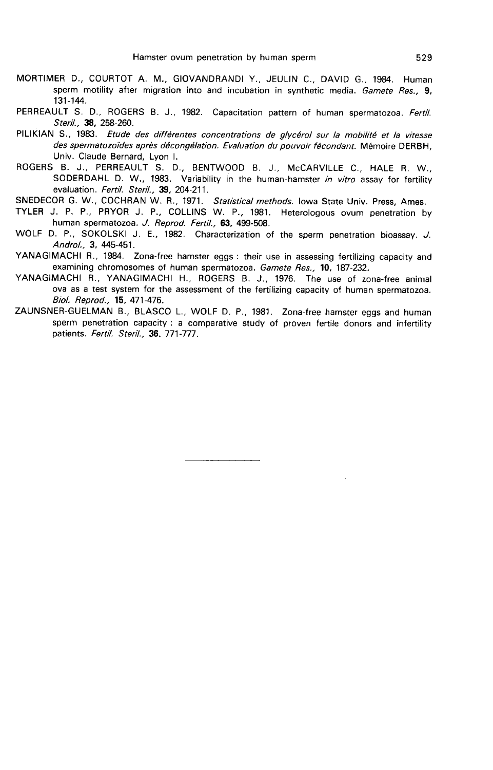MORTIMER D., COURTOT A. M., GIOVANDRANDI Y., JEULIN C., DAVID G., 1984. Human sperm motility after migration into and incubation in synthetic media. *Gamete Res.,* **9**, 131-144.

PERREAULT S. D., ROGERS B. J., 1982. Capacitation pattern of human spermatozoa. *Fertil. Steril.,* **38**, 258-260.

PILIKIAN S., 1983. *Etude des différentes concentrations de glycérol sur la mobilité et la vitesse des spermatozoïdes après décongélation. Evaluation du pouvoir fécondant.* Mémoire DERBH, Univ. Claude Bernard, Lyon I.

ROGERS B. J., PERREAULT S. D., BENTWOOD B. J., McCARVILLE C., HALE R. W., SODERDAHL D. W., 1983. Variability in the human-hamster *in vitro* assay for fertility evaluation. *Fertil. Steril.,* **39**, 204-211.

SNEDECOR G. W., COCHRAN W. R., 1971. *Statistical methods.* Iowa State Univ. Press, Ames.

TYLER J. P. P., PRYOR J. P., COLLINS W. P., 1981. Heterologous ovum penetration by human spermatozoa. *J. Reprod. Fertil.,* **63**, 499-508.

WOLF D. P., SOKOLSKI J. E., 1982. Characterization of the sperm penetration bioassay. *J. Androl.,* **3**, 445-451.

YANAGIMACHI R., 1984. Zona-free hamster eggs : their use in assessing fertilizing capacity and examining chromosomes of human spermatozoa. *Gamete Res.,* **10**, 187-232.

YANAGIMACHI R., YANAGIMACHI H., ROGERS B. J., 1976. The use of zona-free animal ova as a test system for the assessment of the fertilizing capacity of human spermatozoa. *Biol. Reprod.,* **15**, 471-476.

ZAUNSNER-GUELMAN B., BLASCO L., WOLF D. P., 1981. Zona-free hamster eggs and human sperm penetration capacity : a comparative study of proven fertile donors and infertility patients. *Fertil. Steril.,* **36**, 771-777.